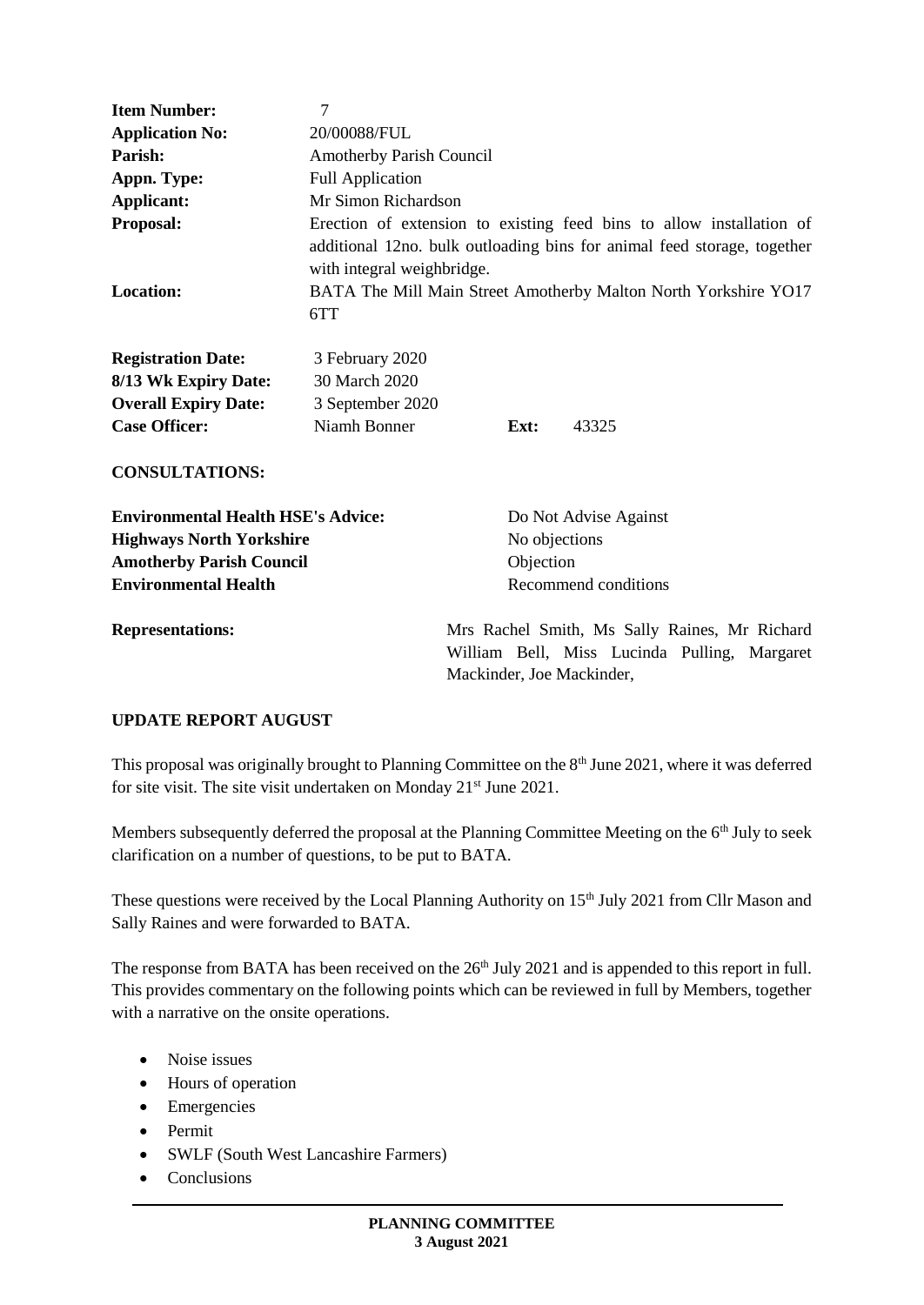| | |
|---|---|
| **Item Number:** | 7 |
| **Application No:** | 20/00088/FUL |
| **Parish:** | Amotherby Parish Council |
| **Appn. Type:** | Full Application |
| **Applicant:** | Mr Simon Richardson |
| **Proposal:** | Erection of extension to existing feed bins to allow installation of additional 12no. bulk outloading bins for animal feed storage, together with integral weighbridge. |
| **Location:** | BATA The Mill Main Street Amotherby Malton North Yorkshire YO17 6TT |

| | | | |
|---|---|---|---|
| **Registration Date:** | 3 February 2020 | | |
| **8/13 Wk Expiry Date:** | 30 March 2020 | | |
| **Overall Expiry Date:** | 3 September 2020 | | |
| **Case Officer:** | Niamh Bonner | **Ext:** | 43325 |

**CONSULTATIONS:**

| | |
|---|---|
| **Environmental Health HSE's Advice:** | Do Not Advise Against |
| **Highways North Yorkshire** | No objections |
| **Amotherby Parish Council** | Objection |
| **Environmental Health** | Recommend conditions |

**Representations:** Mrs Rachel Smith, Ms Sally Raines, Mr Richard William Bell, Miss Lucinda Pulling, Margaret Mackinder, Joe Mackinder,

**UPDATE REPORT AUGUST**

This proposal was originally brought to Planning Committee on the 8th June 2021, where it was deferred for site visit. The site visit undertaken on Monday 21st June 2021.

Members subsequently deferred the proposal at the Planning Committee Meeting on the 6th July to seek clarification on a number of questions, to be put to BATA.

These questions were received by the Local Planning Authority on 15th July 2021 from Cllr Mason and Sally Raines and were forwarded to BATA.

The response from BATA has been received on the 26th July 2021 and is appended to this report in full. This provides commentary on the following points which can be reviewed in full by Members, together with a narrative on the onsite operations.

- Noise issues
- Hours of operation
- Emergencies
- Permit
- SWLF (South West Lancashire Farmers)
- Conclusions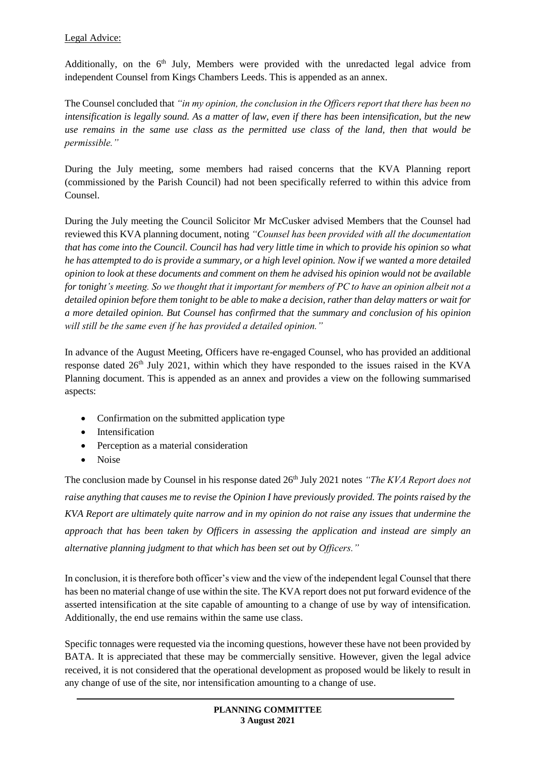Legal Advice:

Additionally, on the 6th July, Members were provided with the unredacted legal advice from independent Counsel from Kings Chambers Leeds. This is appended as an annex.

The Counsel concluded that *"in my opinion, the conclusion in the Officers report that there has been no intensification is legally sound. As a matter of law, even if there has been intensification, but the new use remains in the same use class as the permitted use class of the land, then that would be permissible."*

During the July meeting, some members had raised concerns that the KVA Planning report (commissioned by the Parish Council) had not been specifically referred to within this advice from Counsel.

During the July meeting the Council Solicitor Mr McCusker advised Members that the Counsel had reviewed this KVA planning document, noting *"Counsel has been provided with all the documentation that has come into the Council. Council has had very little time in which to provide his opinion so what he has attempted to do is provide a summary, or a high level opinion. Now if we wanted a more detailed opinion to look at these documents and comment on them he advised his opinion would not be available for tonight's meeting. So we thought that it important for members of PC to have an opinion albeit not a detailed opinion before them tonight to be able to make a decision, rather than delay matters or wait for a more detailed opinion. But Counsel has confirmed that the summary and conclusion of his opinion will still be the same even if he has provided a detailed opinion."*

In advance of the August Meeting, Officers have re-engaged Counsel, who has provided an additional response dated 26th July 2021, within which they have responded to the issues raised in the KVA Planning document. This is appended as an annex and provides a view on the following summarised aspects:

- Confirmation on the submitted application type
- Intensification
- Perception as a material consideration
- Noise

The conclusion made by Counsel in his response dated 26th July 2021 notes *"The KVA Report does not raise anything that causes me to revise the Opinion I have previously provided. The points raised by the KVA Report are ultimately quite narrow and in my opinion do not raise any issues that undermine the approach that has been taken by Officers in assessing the application and instead are simply an alternative planning judgment to that which has been set out by Officers."*

In conclusion, it is therefore both officer's view and the view of the independent legal Counsel that there has been no material change of use within the site. The KVA report does not put forward evidence of the asserted intensification at the site capable of amounting to a change of use by way of intensification. Additionally, the end use remains within the same use class.

Specific tonnages were requested via the incoming questions, however these have not been provided by BATA. It is appreciated that these may be commercially sensitive. However, given the legal advice received, it is not considered that the operational development as proposed would be likely to result in any change of use of the site, nor intensification amounting to a change of use.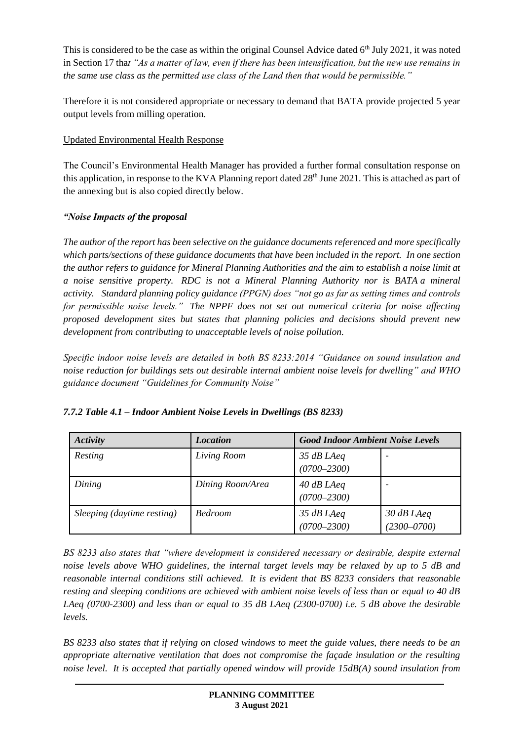This is considered to be the case as within the original Counsel Advice dated 6th July 2021, it was noted in Section 17 that *"As a matter of law, even if there has been intensification, but the new use remains in the same use class as the permitted use class of the Land then that would be permissible."*

Therefore it is not considered appropriate or necessary to demand that BATA provide projected 5 year output levels from milling operation.

Updated Environmental Health Response

The Council's Environmental Health Manager has provided a further formal consultation response on this application, in response to the KVA Planning report dated 28th June 2021. This is attached as part of the annexing but is also copied directly below.

***"Noise Impacts of the proposal***

*The author of the report has been selective on the guidance documents referenced and more specifically which parts/sections of these guidance documents that have been included in the report. In one section the author refers to guidance for Mineral Planning Authorities and the aim to establish a noise limit at a noise sensitive property. RDC is not a Mineral Planning Authority nor is BATA a mineral activity. Standard planning policy guidance (PPGN) does "not go as far as setting times and controls for permissible noise levels." The NPPF does not set out numerical criteria for noise affecting proposed development sites but states that planning policies and decisions should prevent new development from contributing to unacceptable levels of noise pollution.*

*Specific indoor noise levels are detailed in both BS 8233:2014 "Guidance on sound insulation and noise reduction for buildings sets out desirable internal ambient noise levels for dwelling" and WHO guidance document "Guidelines for Community Noise"*

***7.7.2 Table 4.1 – Indoor Ambient Noise Levels in Dwellings (BS 8233)***

| *Activity* | *Location* | *Good Indoor Ambient Noise Levels* | |
|---|---|---|---|
| *Resting* | *Living Room* | *35 dB LAeq (0700–2300)* | - |
| *Dining* | *Dining Room/Area* | *40 dB LAeq (0700–2300)* | - |
| *Sleeping (daytime resting)* | *Bedroom* | *35 dB LAeq (0700–2300)* | *30 dB LAeq (2300–0700)* |

*BS 8233 also states that "where development is considered necessary or desirable, despite external noise levels above WHO guidelines, the internal target levels may be relaxed by up to 5 dB and reasonable internal conditions still achieved. It is evident that BS 8233 considers that reasonable resting and sleeping conditions are achieved with ambient noise levels of less than or equal to 40 dB LAeq (0700-2300) and less than or equal to 35 dB LAeq (2300-0700) i.e. 5 dB above the desirable levels.*

*BS 8233 also states that if relying on closed windows to meet the guide values, there needs to be an appropriate alternative ventilation that does not compromise the façade insulation or the resulting noise level. It is accepted that partially opened window will provide 15dB(A) sound insulation from*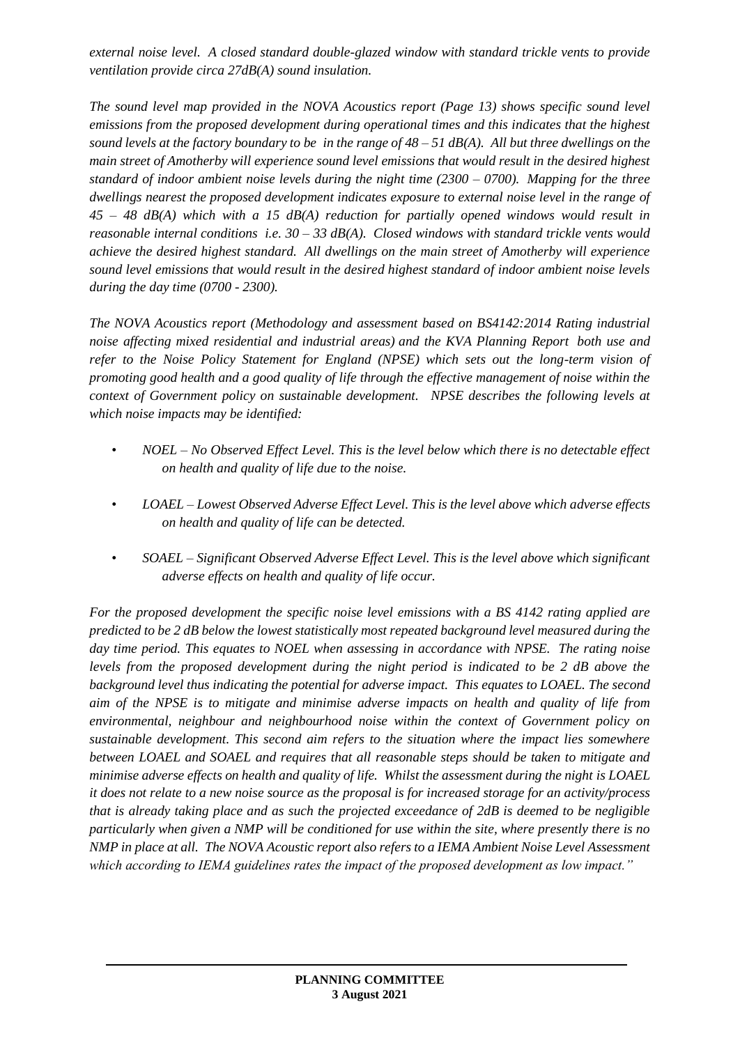*external noise level. A closed standard double-glazed window with standard trickle vents to provide ventilation provide circa 27dB(A) sound insulation.*

*The sound level map provided in the NOVA Acoustics report (Page 13) shows specific sound level emissions from the proposed development during operational times and this indicates that the highest sound levels at the factory boundary to be in the range of 48 – 51 dB(A). All but three dwellings on the main street of Amotherby will experience sound level emissions that would result in the desired highest standard of indoor ambient noise levels during the night time (2300 – 0700). Mapping for the three dwellings nearest the proposed development indicates exposure to external noise level in the range of 45 – 48 dB(A) which with a 15 dB(A) reduction for partially opened windows would result in reasonable internal conditions i.e. 30 – 33 dB(A). Closed windows with standard trickle vents would achieve the desired highest standard. All dwellings on the main street of Amotherby will experience sound level emissions that would result in the desired highest standard of indoor ambient noise levels during the day time (0700 - 2300).*

*The NOVA Acoustics report (Methodology and assessment based on BS4142:2014 Rating industrial noise affecting mixed residential and industrial areas) and the KVA Planning Report both use and refer to the Noise Policy Statement for England (NPSE) which sets out the long-term vision of promoting good health and a good quality of life through the effective management of noise within the context of Government policy on sustainable development. NPSE describes the following levels at which noise impacts may be identified:*

- *NOEL – No Observed Effect Level. This is the level below which there is no detectable effect on health and quality of life due to the noise.*
- *LOAEL – Lowest Observed Adverse Effect Level. This is the level above which adverse effects on health and quality of life can be detected.*
- *SOAEL – Significant Observed Adverse Effect Level. This is the level above which significant adverse effects on health and quality of life occur.*

*For the proposed development the specific noise level emissions with a BS 4142 rating applied are predicted to be 2 dB below the lowest statistically most repeated background level measured during the day time period. This equates to NOEL when assessing in accordance with NPSE. The rating noise levels from the proposed development during the night period is indicated to be 2 dB above the background level thus indicating the potential for adverse impact. This equates to LOAEL. The second aim of the NPSE is to mitigate and minimise adverse impacts on health and quality of life from environmental, neighbour and neighbourhood noise within the context of Government policy on sustainable development. This second aim refers to the situation where the impact lies somewhere between LOAEL and SOAEL and requires that all reasonable steps should be taken to mitigate and minimise adverse effects on health and quality of life. Whilst the assessment during the night is LOAEL it does not relate to a new noise source as the proposal is for increased storage for an activity/process that is already taking place and as such the projected exceedance of 2dB is deemed to be negligible particularly when given a NMP will be conditioned for use within the site, where presently there is no NMP in place at all. The NOVA Acoustic report also refers to a IEMA Ambient Noise Level Assessment which according to IEMA guidelines rates the impact of the proposed development as low impact."*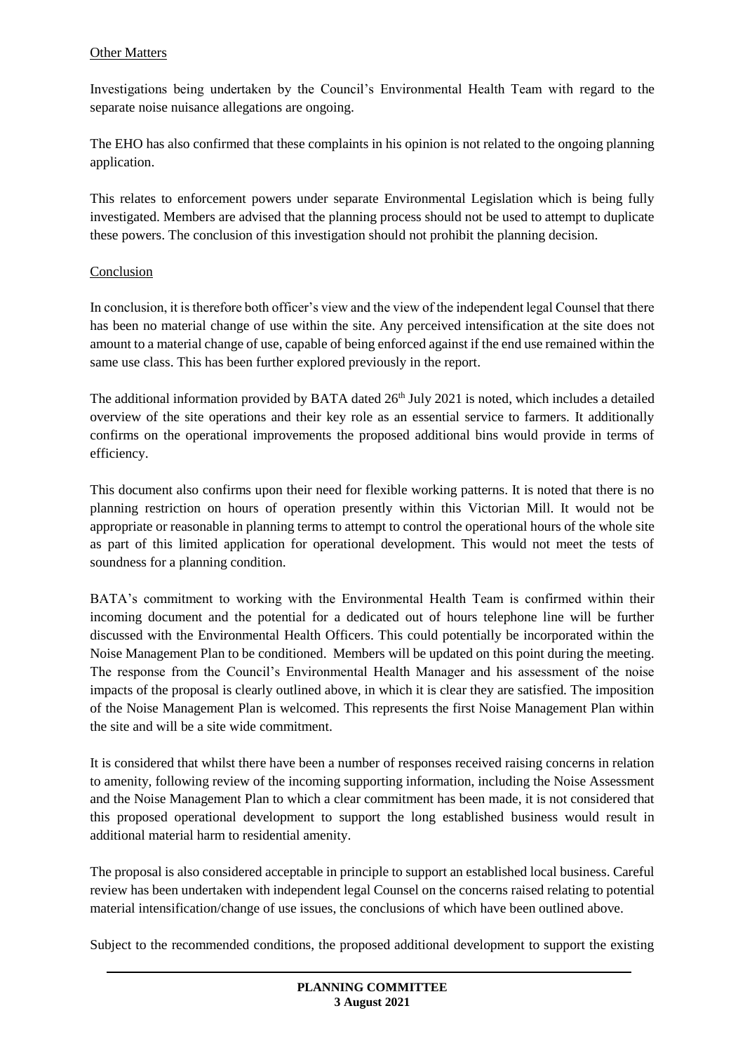Other Matters

Investigations being undertaken by the Council's Environmental Health Team with regard to the separate noise nuisance allegations are ongoing.

The EHO has also confirmed that these complaints in his opinion is not related to the ongoing planning application.

This relates to enforcement powers under separate Environmental Legislation which is being fully investigated. Members are advised that the planning process should not be used to attempt to duplicate these powers. The conclusion of this investigation should not prohibit the planning decision.

Conclusion

In conclusion, it is therefore both officer's view and the view of the independent legal Counsel that there has been no material change of use within the site. Any perceived intensification at the site does not amount to a material change of use, capable of being enforced against if the end use remained within the same use class. This has been further explored previously in the report.

The additional information provided by BATA dated 26th July 2021 is noted, which includes a detailed overview of the site operations and their key role as an essential service to farmers. It additionally confirms on the operational improvements the proposed additional bins would provide in terms of efficiency.

This document also confirms upon their need for flexible working patterns. It is noted that there is no planning restriction on hours of operation presently within this Victorian Mill. It would not be appropriate or reasonable in planning terms to attempt to control the operational hours of the whole site as part of this limited application for operational development. This would not meet the tests of soundness for a planning condition.

BATA's commitment to working with the Environmental Health Team is confirmed within their incoming document and the potential for a dedicated out of hours telephone line will be further discussed with the Environmental Health Officers. This could potentially be incorporated within the Noise Management Plan to be conditioned. Members will be updated on this point during the meeting. The response from the Council's Environmental Health Manager and his assessment of the noise impacts of the proposal is clearly outlined above, in which it is clear they are satisfied. The imposition of the Noise Management Plan is welcomed. This represents the first Noise Management Plan within the site and will be a site wide commitment.

It is considered that whilst there have been a number of responses received raising concerns in relation to amenity, following review of the incoming supporting information, including the Noise Assessment and the Noise Management Plan to which a clear commitment has been made, it is not considered that this proposed operational development to support the long established business would result in additional material harm to residential amenity.

The proposal is also considered acceptable in principle to support an established local business. Careful review has been undertaken with independent legal Counsel on the concerns raised relating to potential material intensification/change of use issues, the conclusions of which have been outlined above.

Subject to the recommended conditions, the proposed additional development to support the existing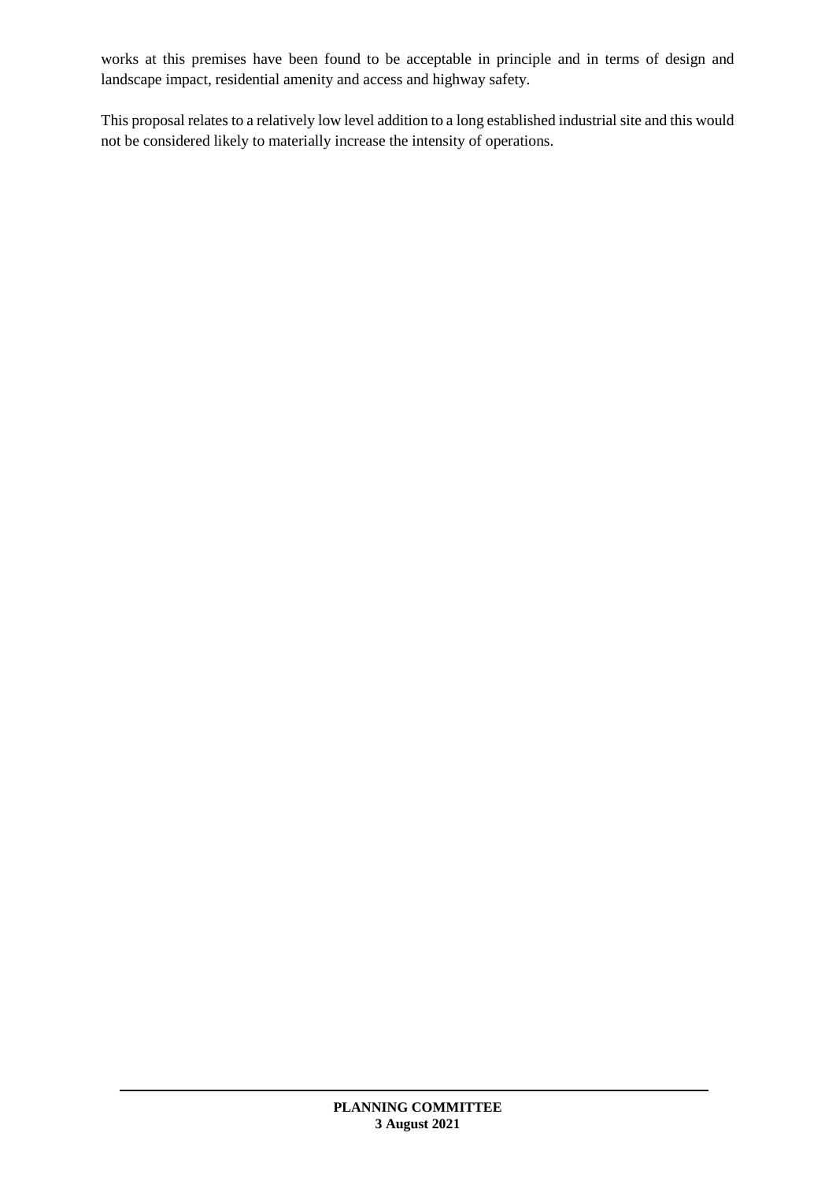works at this premises have been found to be acceptable in principle and in terms of design and landscape impact, residential amenity and access and highway safety.

This proposal relates to a relatively low level addition to a long established industrial site and this would not be considered likely to materially increase the intensity of operations.